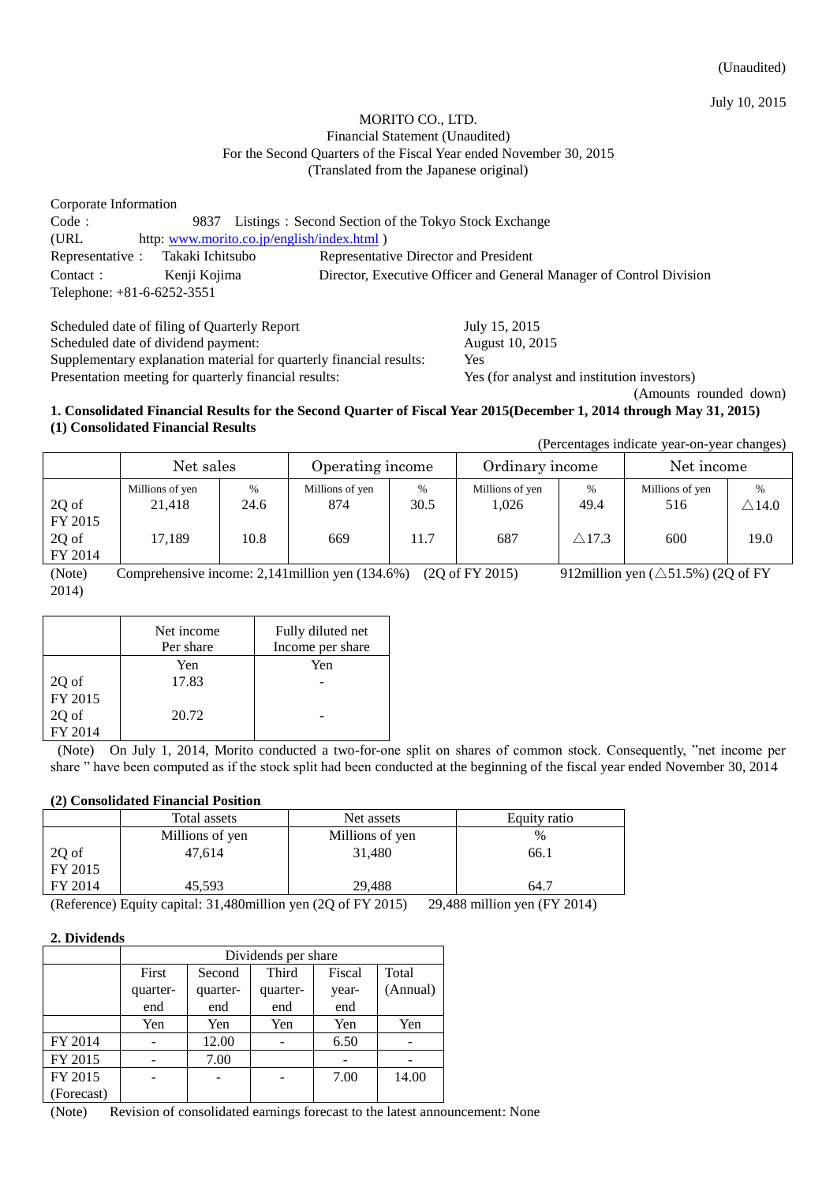(Unaudited)

July 10, 2015

MORITO CO., LTD.
Financial Statement (Unaudited)
For the Second Quarters of the Fiscal Year ended November 30, 2015
(Translated from the Japanese original)

Corporate Information
Code： 9837 Listings：Second Section of the Tokyo Stock Exchange
(URL http: www.morito.co.jp/english/index.html )
Representative： Takaki Ichitsubo Representative Director and President
Contact： Kenji Kojima Director, Executive Officer and General Manager of Control Division
Telephone: +81-6-6252-3551

Scheduled date of filing of Quarterly Report: July 15, 2015
Scheduled date of dividend payment: August 10, 2015
Supplementary explanation material for quarterly financial results: Yes
Presentation meeting for quarterly financial results: Yes (for analyst and institution investors)

(Amounts rounded down)

**1. Consolidated Financial Results for the Second Quarter of Fiscal Year 2015(December 1, 2014 through May 31, 2015)**

**(1) Consolidated Financial Results**

(Percentages indicate year-on-year changes)

| | Net sales | | Operating income | | Ordinary income | | Net income | |
|---|---|---|---|---|---|---|---|---|
| | Millions of yen | % | Millions of yen | % | Millions of yen | % | Millions of yen | % |
| 2Q of FY 2015 | 21,418 | 24.6 | 874 | 30.5 | 1,026 | 49.4 | 516 | △14.0 |
| 2Q of FY 2014 | 17,189 | 10.8 | 669 | 11.7 | 687 | △17.3 | 600 | 19.0 |

(Note) Comprehensive income: 2,141million yen (134.6%) (2Q of FY 2015) 912million yen (△51.5%) (2Q of FY 2014)

| | Net income Per share | Fully diluted net Income per share |
|---|---|---|
| | Yen | Yen |
| 2Q of FY 2015 | 17.83 | - |
| 2Q of FY 2014 | 20.72 | - |

(Note) On July 1, 2014, Morito conducted a two-for-one split on shares of common stock. Consequently, "net income per share " have been computed as if the stock split had been conducted at the beginning of the fiscal year ended November 30, 2014

**(2) Consolidated Financial Position**

| | Total assets | Net assets | Equity ratio |
|---|---|---|---|
| | Millions of yen | Millions of yen | % |
| 2Q of FY 2015 | 47,614 | 31,480 | 66.1 |
| FY 2014 | 45,593 | 29,488 | 64.7 |

(Reference) Equity capital: 31,480million yen (2Q of FY 2015) 29,488 million yen (FY 2014)

**2. Dividends**

| | Dividends per share | | | | |
|---|---|---|---|---|---|
| | First quarter-end | Second quarter-end | Third quarter-end | Fiscal year-end | Total (Annual) |
| | Yen | Yen | Yen | Yen | Yen |
| FY 2014 | - | 12.00 | - | 6.50 | - |
| FY 2015 | - | 7.00 | | | |
| FY 2015 (Forecast) | | | - | 7.00 | 14.00 |

(Note) Revision of consolidated earnings forecast to the latest announcement: None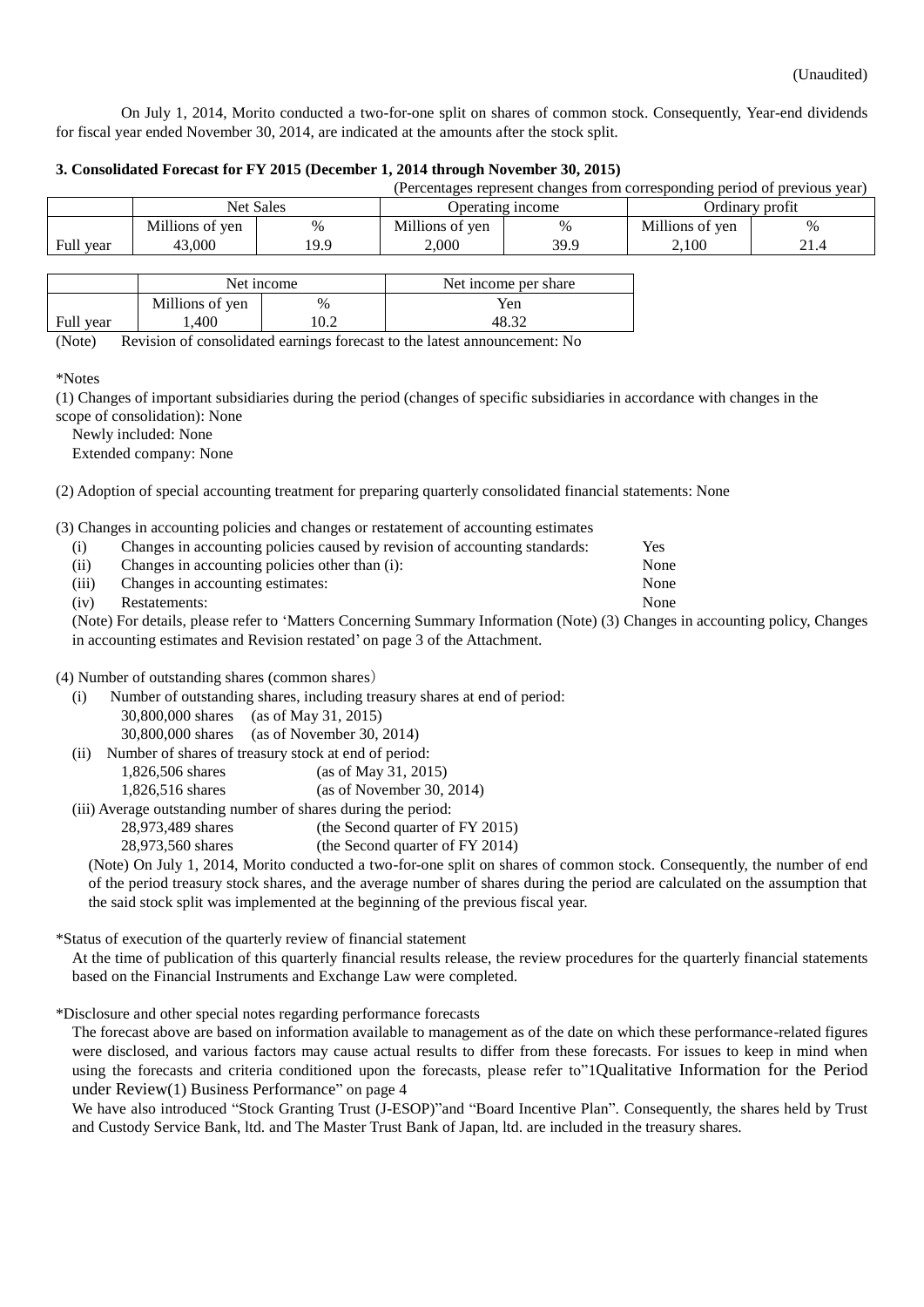(Unaudited)

On July 1, 2014, Morito conducted a two-for-one split on shares of common stock. Consequently, Year-end dividends for fiscal year ended November 30, 2014, are indicated at the amounts after the stock split.

### 3. Consolidated Forecast for FY 2015 (December 1, 2014 through November 30, 2015)

(Percentages represent changes from corresponding period of previous year)

| | Net Sales | | Operating income | | Ordinary profit | |
|---|---|---|---|---|---|---|
| | Millions of yen | % | Millions of yen | % | Millions of yen | % |
| Full year | 43,000 | 19.9 | 2,000 | 39.9 | 2,100 | 21.4 |

| | Net income | | Net income per share |
|---|---|---|---|
| | Millions of yen | % | Yen |
| Full year | 1,400 | 10.2 | 48.32 |

(Note) Revision of consolidated earnings forecast to the latest announcement: No

*Notes

(1) Changes of important subsidiaries during the period (changes of specific subsidiaries in accordance with changes in the scope of consolidation): None

Newly included: None

Extended company: None

(2) Adoption of special accounting treatment for preparing quarterly consolidated financial statements: None

(3) Changes in accounting policies and changes or restatement of accounting estimates

| | | |
|---|---|---|
| (i) | Changes in accounting policies caused by revision of accounting standards: | Yes |
| (ii) | Changes in accounting policies other than (i): | None |
| (iii) | Changes in accounting estimates: | None |
| (iv) | Restatements: | None |

(Note) For details, please refer to 'Matters Concerning Summary Information (Note) (3) Changes in accounting policy, Changes in accounting estimates and Revision restated' on page 3 of the Attachment.

(4) Number of outstanding shares (common shares)

(i) Number of outstanding shares, including treasury shares at end of period:

30,800,000 shares (as of May 31, 2015)

30,800,000 shares (as of November 30, 2014)

(ii) Number of shares of treasury stock at end of period:

1,826,506 shares (as of May 31, 2015)

1,826,516 shares (as of November 30, 2014)

(iii) Average outstanding number of shares during the period:

28,973,489 shares (the Second quarter of FY 2015)

28,973,560 shares (the Second quarter of FY 2014)

(Note) On July 1, 2014, Morito conducted a two-for-one split on shares of common stock. Consequently, the number of end of the period treasury stock shares, and the average number of shares during the period are calculated on the assumption that the said stock split was implemented at the beginning of the previous fiscal year.

*Status of execution of the quarterly review of financial statement

At the time of publication of this quarterly financial results release, the review procedures for the quarterly financial statements based on the Financial Instruments and Exchange Law were completed.

*Disclosure and other special notes regarding performance forecasts

The forecast above are based on information available to management as of the date on which these performance-related figures were disclosed, and various factors may cause actual results to differ from these forecasts. For issues to keep in mind when using the forecasts and criteria conditioned upon the forecasts, please refer to"1Qualitative Information for the Period under Review(1) Business Performance" on page 4

We have also introduced "Stock Granting Trust (J-ESOP)"and "Board Incentive Plan". Consequently, the shares held by Trust and Custody Service Bank, ltd. and The Master Trust Bank of Japan, ltd. are included in the treasury shares.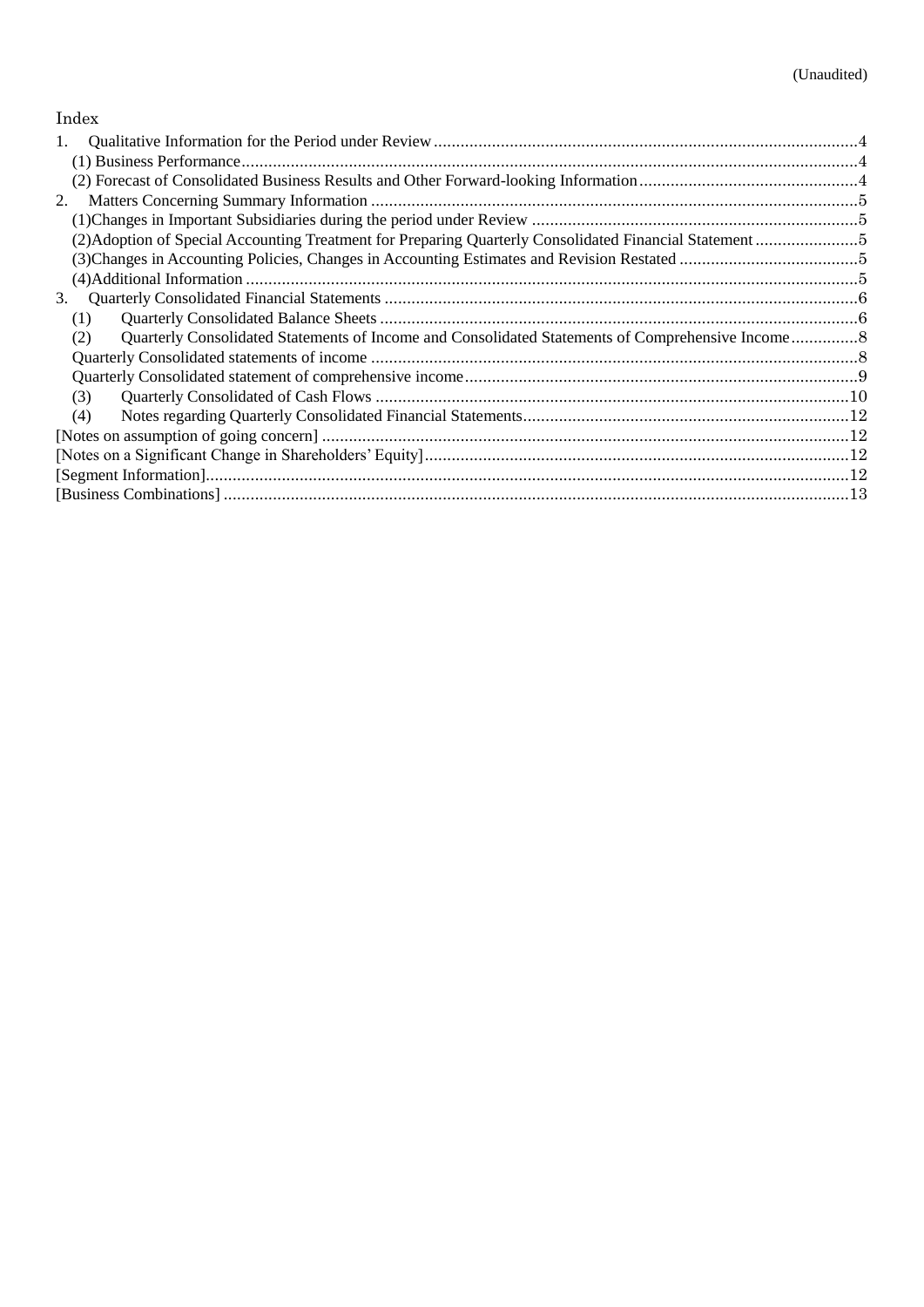(Unaudited)

## Index

1. Qualitative Information for the Period under Review .....4
   - (1) Business Performance .....4
   - (2) Forecast of Consolidated Business Results and Other Forward-looking Information .....4
2. Matters Concerning Summary Information .....5
   - (1)Changes in Important Subsidiaries during the period under Review .....5
   - (2)Adoption of Special Accounting Treatment for Preparing Quarterly Consolidated Financial Statement .....5
   - (3)Changes in Accounting Policies, Changes in Accounting Estimates and Revision Restated .....5
   - (4)Additional Information .....5
3. Quarterly Consolidated Financial Statements .....6
   - (1) Quarterly Consolidated Balance Sheets .....6
   - (2) Quarterly Consolidated Statements of Income and Consolidated Statements of Comprehensive Income .....8
   - Quarterly Consolidated statements of income .....8
   - Quarterly Consolidated statement of comprehensive income .....9
   - (3) Quarterly Consolidated of Cash Flows .....10
   - (4) Notes regarding Quarterly Consolidated Financial Statements .....12

[Notes on assumption of going concern] .....12
[Notes on a Significant Change in Shareholders' Equity] .....12
[Segment Information] .....12
[Business Combinations] .....13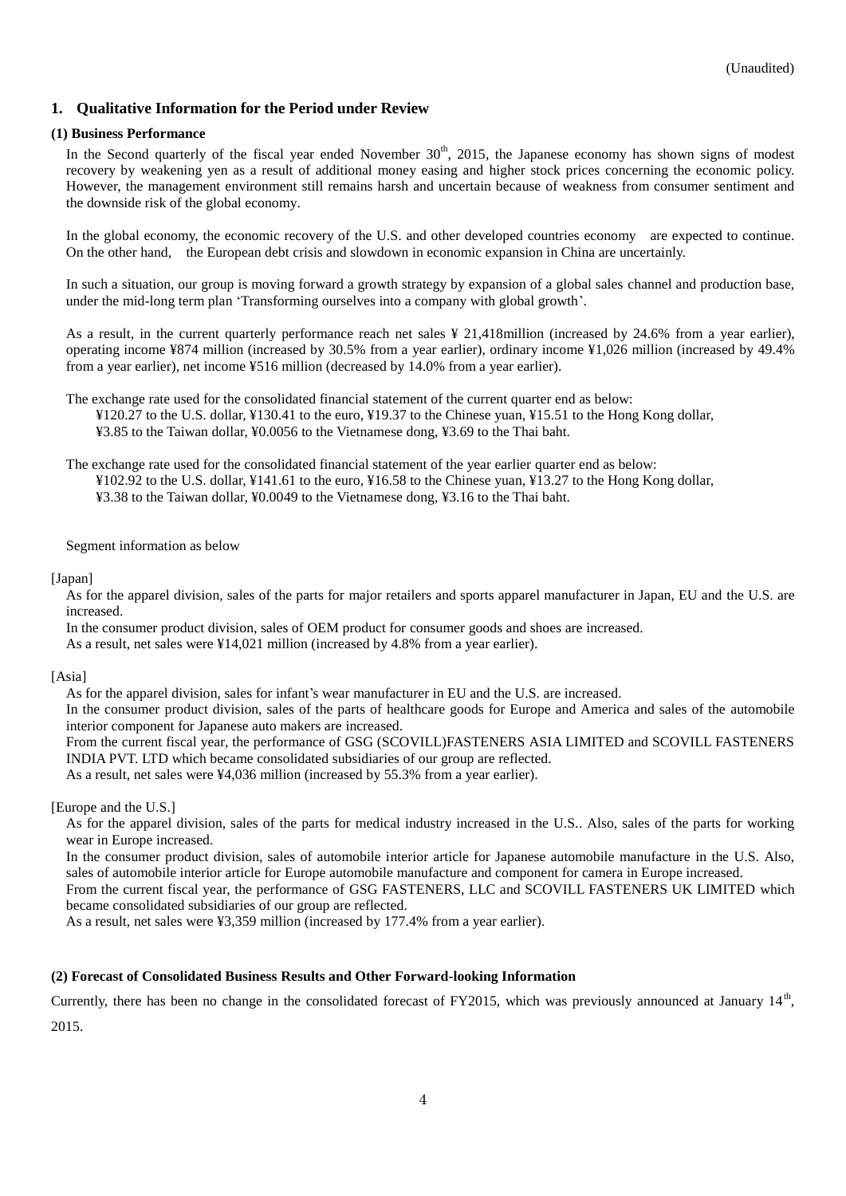(Unaudited)

## 1. Qualitative Information for the Period under Review

### (1) Business Performance

In the Second quarterly of the fiscal year ended November 30th, 2015, the Japanese economy has shown signs of modest recovery by weakening yen as a result of additional money easing and higher stock prices concerning the economic policy. However, the management environment still remains harsh and uncertain because of weakness from consumer sentiment and the downside risk of the global economy.

In the global economy, the economic recovery of the U.S. and other developed countries economy are expected to continue. On the other hand, the European debt crisis and slowdown in economic expansion in China are uncertainly.

In such a situation, our group is moving forward a growth strategy by expansion of a global sales channel and production base, under the mid-long term plan 'Transforming ourselves into a company with global growth'.

As a result, in the current quarterly performance reach net sales ¥ 21,418million (increased by 24.6% from a year earlier), operating income ¥874 million (increased by 30.5% from a year earlier), ordinary income ¥1,026 million (increased by 49.4% from a year earlier), net income ¥516 million (decreased by 14.0% from a year earlier).

The exchange rate used for the consolidated financial statement of the current quarter end as below:
¥120.27 to the U.S. dollar, ¥130.41 to the euro, ¥19.37 to the Chinese yuan, ¥15.51 to the Hong Kong dollar, ¥3.85 to the Taiwan dollar, ¥0.0056 to the Vietnamese dong, ¥3.69 to the Thai baht.

The exchange rate used for the consolidated financial statement of the year earlier quarter end as below:
¥102.92 to the U.S. dollar, ¥141.61 to the euro, ¥16.58 to the Chinese yuan, ¥13.27 to the Hong Kong dollar, ¥3.38 to the Taiwan dollar, ¥0.0049 to the Vietnamese dong, ¥3.16 to the Thai baht.

Segment information as below

[Japan]

As for the apparel division, sales of the parts for major retailers and sports apparel manufacturer in Japan, EU and the U.S. are increased.
In the consumer product division, sales of OEM product for consumer goods and shoes are increased.
As a result, net sales were ¥14,021 million (increased by 4.8% from a year earlier).

[Asia]

As for the apparel division, sales for infant's wear manufacturer in EU and the U.S. are increased.
In the consumer product division, sales of the parts of healthcare goods for Europe and America and sales of the automobile interior component for Japanese auto makers are increased.
From the current fiscal year, the performance of GSG (SCOVILL)FASTENERS ASIA LIMITED and SCOVILL FASTENERS INDIA PVT. LTD which became consolidated subsidiaries of our group are reflected.
As a result, net sales were ¥4,036 million (increased by 55.3% from a year earlier).

[Europe and the U.S.]

As for the apparel division, sales of the parts for medical industry increased in the U.S.. Also, sales of the parts for working wear in Europe increased.
In the consumer product division, sales of automobile interior article for Japanese automobile manufacture in the U.S. Also, sales of automobile interior article for Europe automobile manufacture and component for camera in Europe increased.
From the current fiscal year, the performance of GSG FASTENERS, LLC and SCOVILL FASTENERS UK LIMITED which became consolidated subsidiaries of our group are reflected.
As a result, net sales were ¥3,359 million (increased by 177.4% from a year earlier).

### (2) Forecast of Consolidated Business Results and Other Forward-looking Information

Currently, there has been no change in the consolidated forecast of FY2015, which was previously announced at January 14th, 2015.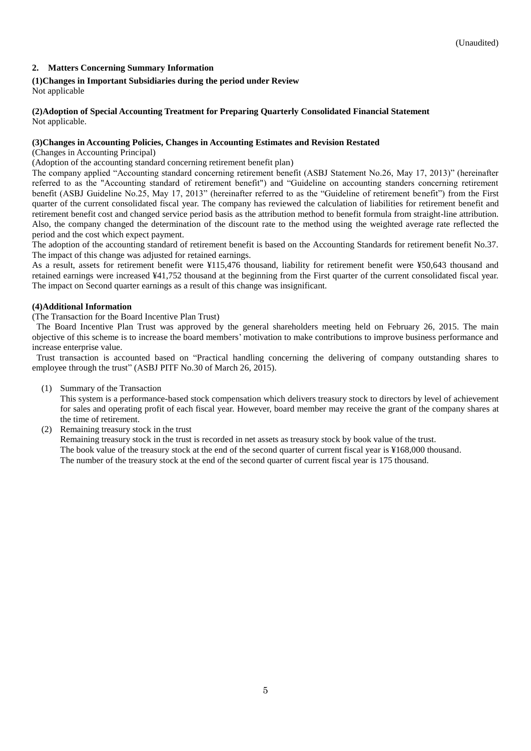(Unaudited)

## 2. Matters Concerning Summary Information

### (1)Changes in Important Subsidiaries during the period under Review

Not applicable

### (2)Adoption of Special Accounting Treatment for Preparing Quarterly Consolidated Financial Statement

Not applicable.

### (3)Changes in Accounting Policies, Changes in Accounting Estimates and Revision Restated

(Changes in Accounting Principal)

(Adoption of the accounting standard concerning retirement benefit plan)

The company applied "Accounting standard concerning retirement benefit (ASBJ Statement No.26, May 17, 2013)" (hereinafter referred to as the "Accounting standard of retirement benefit") and "Guideline on accounting standers concerning retirement benefit (ASBJ Guideline No.25, May 17, 2013" (hereinafter referred to as the "Guideline of retirement benefit") from the First quarter of the current consolidated fiscal year. The company has reviewed the calculation of liabilities for retirement benefit and retirement benefit cost and changed service period basis as the attribution method to benefit formula from straight-line attribution. Also, the company changed the determination of the discount rate to the method using the weighted average rate reflected the period and the cost which expect payment.

The adoption of the accounting standard of retirement benefit is based on the Accounting Standards for retirement benefit No.37. The impact of this change was adjusted for retained earnings.

As a result, assets for retirement benefit were ¥115,476 thousand, liability for retirement benefit were ¥50,643 thousand and retained earnings were increased ¥41,752 thousand at the beginning from the First quarter of the current consolidated fiscal year. The impact on Second quarter earnings as a result of this change was insignificant.

### (4)Additional Information

(The Transaction for the Board Incentive Plan Trust)

The Board Incentive Plan Trust was approved by the general shareholders meeting held on February 26, 2015. The main objective of this scheme is to increase the board members' motivation to make contributions to improve business performance and increase enterprise value.

Trust transaction is accounted based on "Practical handling concerning the delivering of company outstanding shares to employee through the trust" (ASBJ PITF No.30 of March 26, 2015).

(1) Summary of the Transaction

This system is a performance-based stock compensation which delivers treasury stock to directors by level of achievement for sales and operating profit of each fiscal year. However, board member may receive the grant of the company shares at the time of retirement.

(2) Remaining treasury stock in the trust

Remaining treasury stock in the trust is recorded in net assets as treasury stock by book value of the trust.
The book value of the treasury stock at the end of the second quarter of current fiscal year is ¥168,000 thousand.
The number of the treasury stock at the end of the second quarter of current fiscal year is 175 thousand.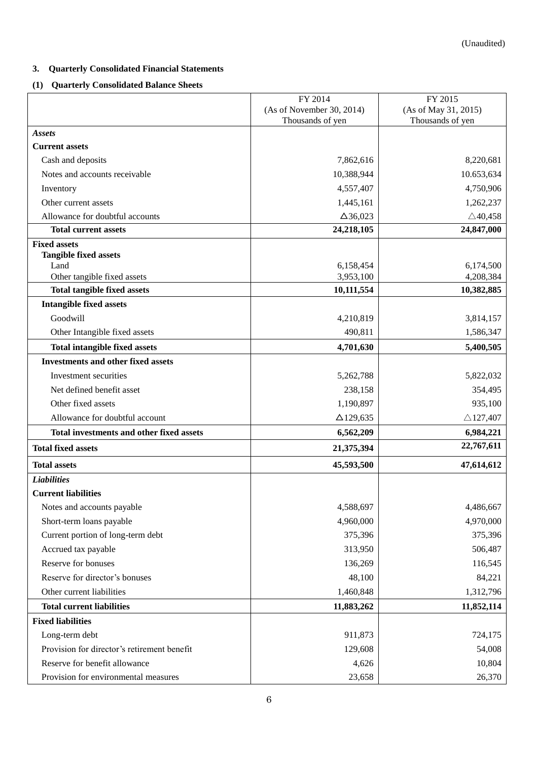(Unaudited)

### 3. Quarterly Consolidated Financial Statements

#### (1) Quarterly Consolidated Balance Sheets

| | FY 2014 (As of November 30, 2014) Thousands of yen | FY 2015 (As of May 31, 2015) Thousands of yen |
|---|---|---|
| ***Assets*** | | |
| **Current assets** | | |
| Cash and deposits | 7,862,616 | 8,220,681 |
| Notes and accounts receivable | 10,388,944 | 10.653,634 |
| Inventory | 4,557,407 | 4,750,906 |
| Other current assets | 1,445,161 | 1,262,237 |
| Allowance for doubtful accounts | △36,023 | △40,458 |
| **Total current assets** | **24,218,105** | **24,847,000** |
| **Fixed assets** | | |
| **Tangible fixed assets** | | |
| Land | 6,158,454 | 6,174,500 |
| Other tangible fixed assets | 3,953,100 | 4,208,384 |
| **Total tangible fixed assets** | **10,111,554** | **10,382,885** |
| **Intangible fixed assets** | | |
| Goodwill | 4,210,819 | 3,814,157 |
| Other Intangible fixed assets | 490,811 | 1,586,347 |
| **Total intangible fixed assets** | **4,701,630** | **5,400,505** |
| **Investments and other fixed assets** | | |
| Investment securities | 5,262,788 | 5,822,032 |
| Net defined benefit asset | 238,158 | 354,495 |
| Other fixed assets | 1,190,897 | 935,100 |
| Allowance for doubtful account | △129,635 | △127,407 |
| **Total investments and other fixed assets** | **6,562,209** | **6,984,221** |
| **Total fixed assets** | **21,375,394** | **22,767,611** |
| **Total assets** | **45,593,500** | **47,614,612** |
| ***Liabilities*** | | |
| **Current liabilities** | | |
| Notes and accounts payable | 4,588,697 | 4,486,667 |
| Short-term loans payable | 4,960,000 | 4,970,000 |
| Current portion of long-term debt | 375,396 | 375,396 |
| Accrued tax payable | 313,950 | 506,487 |
| Reserve for bonuses | 136,269 | 116,545 |
| Reserve for director's bonuses | 48,100 | 84,221 |
| Other current liabilities | 1,460,848 | 1,312,796 |
| **Total current liabilities** | **11,883,262** | **11,852,114** |
| **Fixed liabilities** | | |
| Long-term debt | 911,873 | 724,175 |
| Provision for director's retirement benefit | 129,608 | 54,008 |
| Reserve for benefit allowance | 4,626 | 10,804 |
| Provision for environmental measures | 23,658 | 26,370 |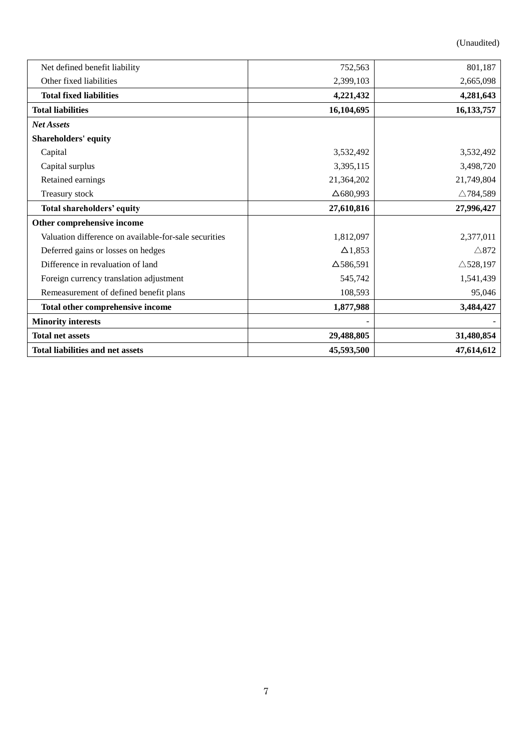(Unaudited)

| | | |
|---|---|---|
| Net defined benefit liability | 752,563 | 801,187 |
| Other fixed liabilities | 2,399,103 | 2,665,098 |
| **Total fixed liabilities** | **4,221,432** | **4,281,643** |
| **Total liabilities** | **16,104,695** | **16,133,757** |
| ***Net Assets*** | | |
| **Shareholders' equity** | | |
| Capital | 3,532,492 | 3,532,492 |
| Capital surplus | 3,395,115 | 3,498,720 |
| Retained earnings | 21,364,202 | 21,749,804 |
| Treasury stock | △680,993 | △784,589 |
| **Total shareholders' equity** | **27,610,816** | **27,996,427** |
| **Other comprehensive income** | | |
| Valuation difference on available-for-sale securities | 1,812,097 | 2,377,011 |
| Deferred gains or losses on hedges | △1,853 | △872 |
| Difference in revaluation of land | △586,591 | △528,197 |
| Foreign currency translation adjustment | 545,742 | 1,541,439 |
| Remeasurement of defined benefit plans | 108,593 | 95,046 |
| **Total other comprehensive income** | **1,877,988** | **3,484,427** |
| **Minority interests** | - | - |
| **Total net assets** | **29,488,805** | **31,480,854** |
| **Total liabilities and net assets** | **45,593,500** | **47,614,612** |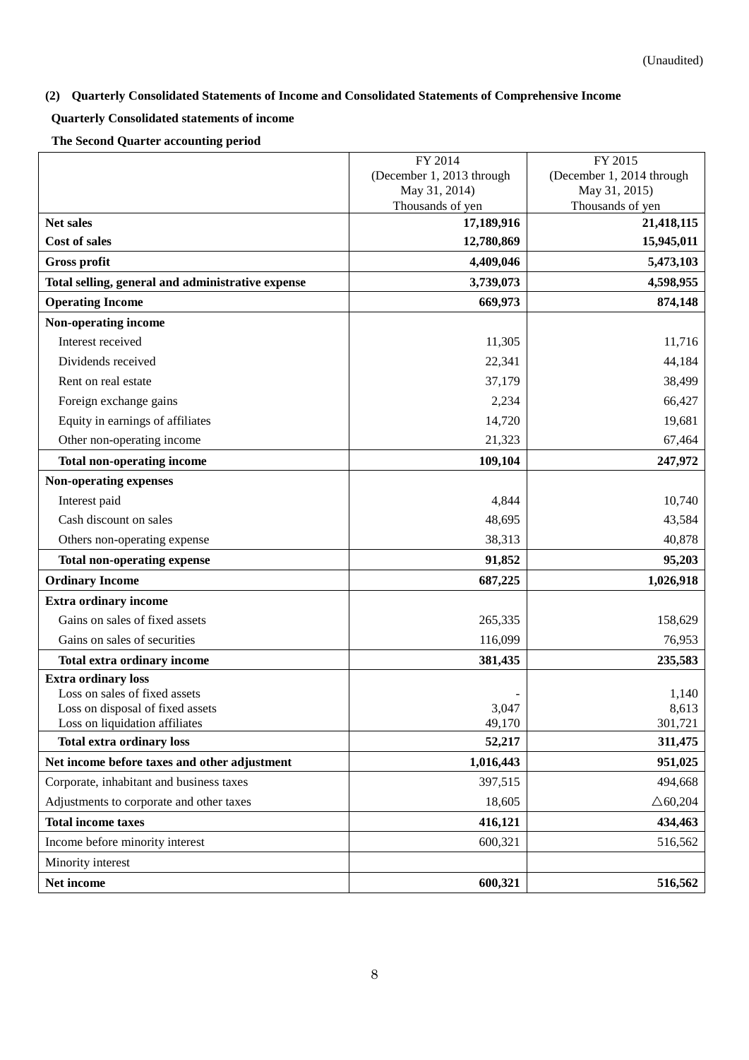(Unaudited)

### (2) Quarterly Consolidated Statements of Income and Consolidated Statements of Comprehensive Income

**Quarterly Consolidated statements of income**

**The Second Quarter accounting period**

| | FY 2014 (December 1, 2013 through May 31, 2014) Thousands of yen | FY 2015 (December 1, 2014 through May 31, 2015) Thousands of yen |
|---|---|---|
| **Net sales** | **17,189,916** | **21,418,115** |
| **Cost of sales** | **12,780,869** | **15,945,011** |
| **Gross profit** | **4,409,046** | **5,473,103** |
| **Total selling, general and administrative expense** | **3,739,073** | **4,598,955** |
| **Operating Income** | **669,973** | **874,148** |
| **Non-operating income** | | |
| Interest received | 11,305 | 11,716 |
| Dividends received | 22,341 | 44,184 |
| Rent on real estate | 37,179 | 38,499 |
| Foreign exchange gains | 2,234 | 66,427 |
| Equity in earnings of affiliates | 14,720 | 19,681 |
| Other non-operating income | 21,323 | 67,464 |
| **Total non-operating income** | **109,104** | **247,972** |
| **Non-operating expenses** | | |
| Interest paid | 4,844 | 10,740 |
| Cash discount on sales | 48,695 | 43,584 |
| Others non-operating expense | 38,313 | 40,878 |
| **Total non-operating expense** | **91,852** | **95,203** |
| **Ordinary Income** | **687,225** | **1,026,918** |
| **Extra ordinary income** | | |
| Gains on sales of fixed assets | 265,335 | 158,629 |
| Gains on sales of securities | 116,099 | 76,953 |
| **Total extra ordinary income** | **381,435** | **235,583** |
| **Extra ordinary loss** | | |
| Loss on sales of fixed assets | - | 1,140 |
| Loss on disposal of fixed assets | 3,047 | 8,613 |
| Loss on liquidation affiliates | 49,170 | 301,721 |
| **Total extra ordinary loss** | **52,217** | **311,475** |
| **Net income before taxes and other adjustment** | **1,016,443** | **951,025** |
| Corporate, inhabitant and business taxes | 397,515 | 494,668 |
| Adjustments to corporate and other taxes | 18,605 | △60,204 |
| **Total income taxes** | **416,121** | **434,463** |
| Income before minority interest | 600,321 | 516,562 |
| Minority interest | | |
| **Net income** | **600,321** | **516,562** |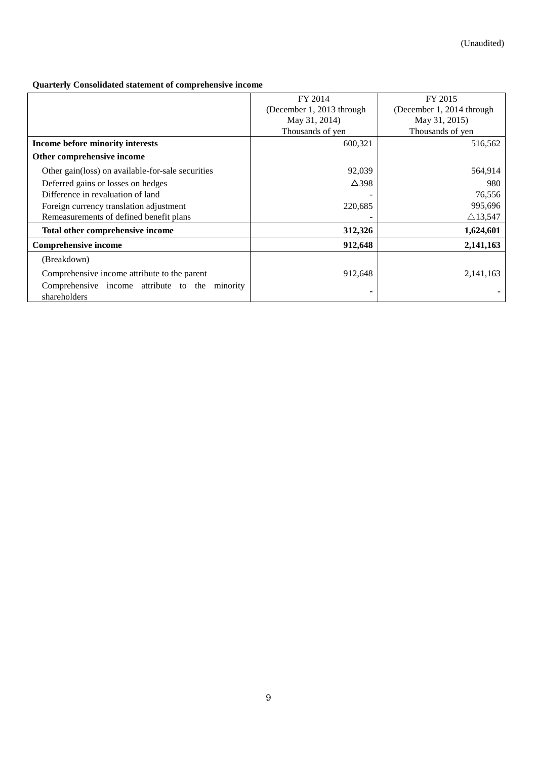(Unaudited)

**Quarterly Consolidated statement of comprehensive income**

| | FY 2014 (December 1, 2013 through May 31, 2014) Thousands of yen | FY 2015 (December 1, 2014 through May 31, 2015) Thousands of yen |
|---|---|---|
| **Income before minority interests** | 600,321 | 516,562 |
| **Other comprehensive income** | | |
| Other gain(loss) on available-for-sale securities | 92,039 | 564,914 |
| Deferred gains or losses on hedges | △398 | 980 |
| Difference in revaluation of land | - | 76,556 |
| Foreign currency translation adjustment | 220,685 | 995,696 |
| Remeasurements of defined benefit plans | - | △13,547 |
| **Total other comprehensive income** | **312,326** | **1,624,601** |
| **Comprehensive income** | **912,648** | **2,141,163** |
| (Breakdown) | | |
| Comprehensive income attribute to the parent | 912,648 | 2,141,163 |
| Comprehensive income attribute to the minority shareholders | - | - |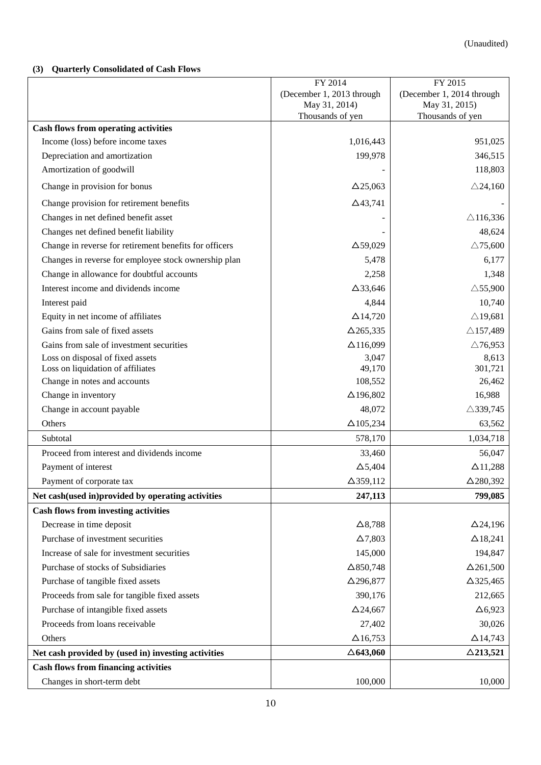(Unaudited)

### (3) Quarterly Consolidated of Cash Flows

| | FY 2014 (December 1, 2013 through May 31, 2014) Thousands of yen | FY 2015 (December 1, 2014 through May 31, 2015) Thousands of yen |
|---|---|---|
| **Cash flows from operating activities** | | |
| Income (loss) before income taxes | 1,016,443 | 951,025 |
| Depreciation and amortization | 199,978 | 346,515 |
| Amortization of goodwill | - | 118,803 |
| Change in provision for bonus | △25,063 | △24,160 |
| Change provision for retirement benefits | △43,741 | - |
| Changes in net defined benefit asset | - | △116,336 |
| Changes net defined benefit liability | - | 48,624 |
| Change in reverse for retirement benefits for officers | △59,029 | △75,600 |
| Changes in reverse for employee stock ownership plan | 5,478 | 6,177 |
| Change in allowance for doubtful accounts | 2,258 | 1,348 |
| Interest income and dividends income | △33,646 | △55,900 |
| Interest paid | 4,844 | 10,740 |
| Equity in net income of affiliates | △14,720 | △19,681 |
| Gains from sale of fixed assets | △265,335 | △157,489 |
| Gains from sale of investment securities | △116,099 | △76,953 |
| Loss on disposal of fixed assets | 3,047 | 8,613 |
| Loss on liquidation of affiliates | 49,170 | 301,721 |
| Change in notes and accounts | 108,552 | 26,462 |
| Change in inventory | △196,802 | 16,988 |
| Change in account payable | 48,072 | △339,745 |
| Others | △105,234 | 63,562 |
| Subtotal | 578,170 | 1,034,718 |
| Proceed from interest and dividends income | 33,460 | 56,047 |
| Payment of interest | △5,404 | △11,288 |
| Payment of corporate tax | △359,112 | △280,392 |
| **Net cash(used in)provided by operating activities** | **247,113** | **799,085** |
| **Cash flows from investing activities** | | |
| Decrease in time deposit | △8,788 | △24,196 |
| Purchase of investment securities | △7,803 | △18,241 |
| Increase of sale for investment securities | 145,000 | 194,847 |
| Purchase of stocks of Subsidiaries | △850,748 | △261,500 |
| Purchase of tangible fixed assets | △296,877 | △325,465 |
| Proceeds from sale for tangible fixed assets | 390,176 | 212,665 |
| Purchase of intangible fixed assets | △24,667 | △6,923 |
| Proceeds from loans receivable | 27,402 | 30,026 |
| Others | △16,753 | △14,743 |
| **Net cash provided by (used in) investing activities** | **△643,060** | **△213,521** |
| **Cash flows from financing activities** | | |
| Changes in short-term debt | 100,000 | 10,000 |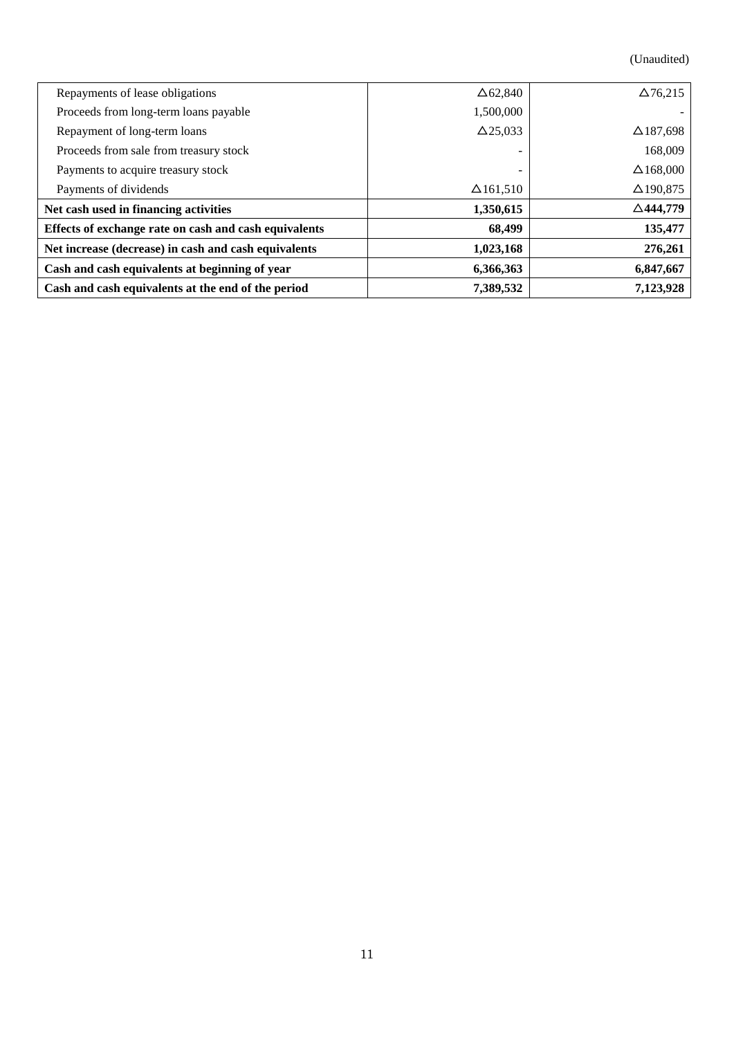(Unaudited)

| | | |
|---|---|---|
| Repayments of lease obligations | △62,840 | △76,215 |
| Proceeds from long-term loans payable | 1,500,000 | - |
| Repayment of long-term loans | △25,033 | △187,698 |
| Proceeds from sale from treasury stock | - | 168,009 |
| Payments to acquire treasury stock | - | △168,000 |
| Payments of dividends | △161,510 | △190,875 |
| **Net cash used in financing activities** | **1,350,615** | **△444,779** |
| **Effects of exchange rate on cash and cash equivalents** | **68,499** | **135,477** |
| **Net increase (decrease) in cash and cash equivalents** | **1,023,168** | **276,261** |
| **Cash and cash equivalents at beginning of year** | **6,366,363** | **6,847,667** |
| **Cash and cash equivalents at the end of the period** | **7,389,532** | **7,123,928** |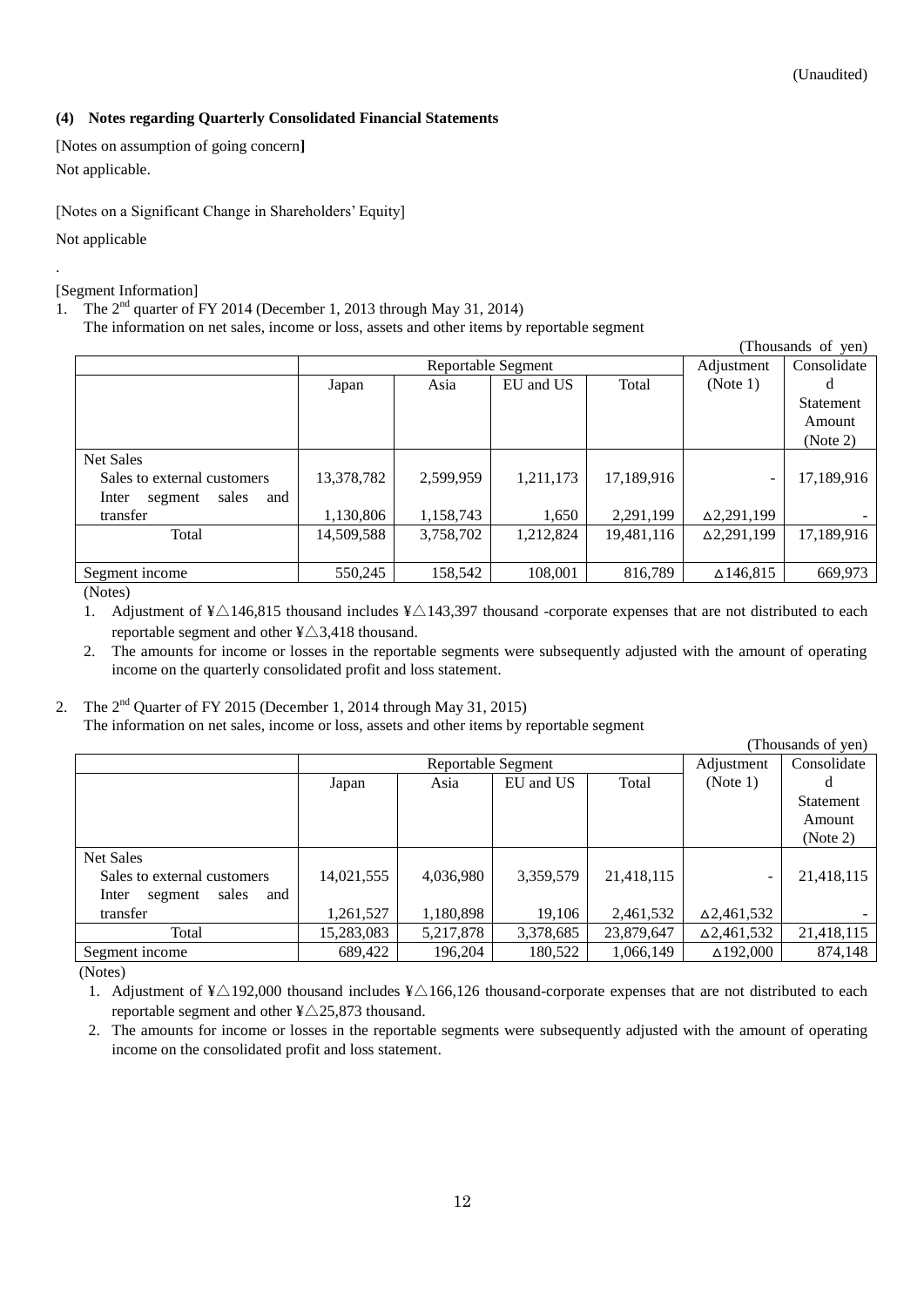(Unaudited)

**(4) Notes regarding Quarterly Consolidated Financial Statements**

[Notes on assumption of going concern]

Not applicable.

[Notes on a Significant Change in Shareholders' Equity]

Not applicable

.

[Segment Information]

1. The 2nd quarter of FY 2014 (December 1, 2013 through May 31, 2014)

The information on net sales, income or loss, assets and other items by reportable segment

(Thousands of yen)

| | Reportable Segment | | | | Adjustment (Note 1) | Consolidated Statement Amount (Note 2) |
|---|---|---|---|---|---|---|
| | Japan | Asia | EU and US | Total | | |
| Net Sales | | | | | | |
| Sales to external customers | 13,378,782 | 2,599,959 | 1,211,173 | 17,189,916 | - | 17,189,916 |
| Inter segment sales and transfer | 1,130,806 | 1,158,743 | 1,650 | 2,291,199 | △2,291,199 | - |
| Total | 14,509,588 | 3,758,702 | 1,212,824 | 19,481,116 | △2,291,199 | 17,189,916 |
| Segment income | 550,245 | 158,542 | 108,001 | 816,789 | △146,815 | 669,973 |

(Notes)

1. Adjustment of ¥△146,815 thousand includes ¥△143,397 thousand -corporate expenses that are not distributed to each reportable segment and other ¥△3,418 thousand.
2. The amounts for income or losses in the reportable segments were subsequently adjusted with the amount of operating income on the quarterly consolidated profit and loss statement.

2. The 2nd Quarter of FY 2015 (December 1, 2014 through May 31, 2015)

The information on net sales, income or loss, assets and other items by reportable segment

(Thousands of yen)

| | Reportable Segment | | | | Adjustment (Note 1) | Consolidated Statement Amount (Note 2) |
|---|---|---|---|---|---|---|
| | Japan | Asia | EU and US | Total | | |
| Net Sales | | | | | | |
| Sales to external customers | 14,021,555 | 4,036,980 | 3,359,579 | 21,418,115 | - | 21,418,115 |
| Inter segment sales and transfer | 1,261,527 | 1,180,898 | 19,106 | 2,461,532 | △2,461,532 | - |
| Total | 15,283,083 | 5,217,878 | 3,378,685 | 23,879,647 | △2,461,532 | 21,418,115 |
| Segment income | 689,422 | 196,204 | 180,522 | 1,066,149 | △192,000 | 874,148 |

(Notes)

1. Adjustment of ¥△192,000 thousand includes ¥△166,126 thousand-corporate expenses that are not distributed to each reportable segment and other ¥△25,873 thousand.
2. The amounts for income or losses in the reportable segments were subsequently adjusted with the amount of operating income on the consolidated profit and loss statement.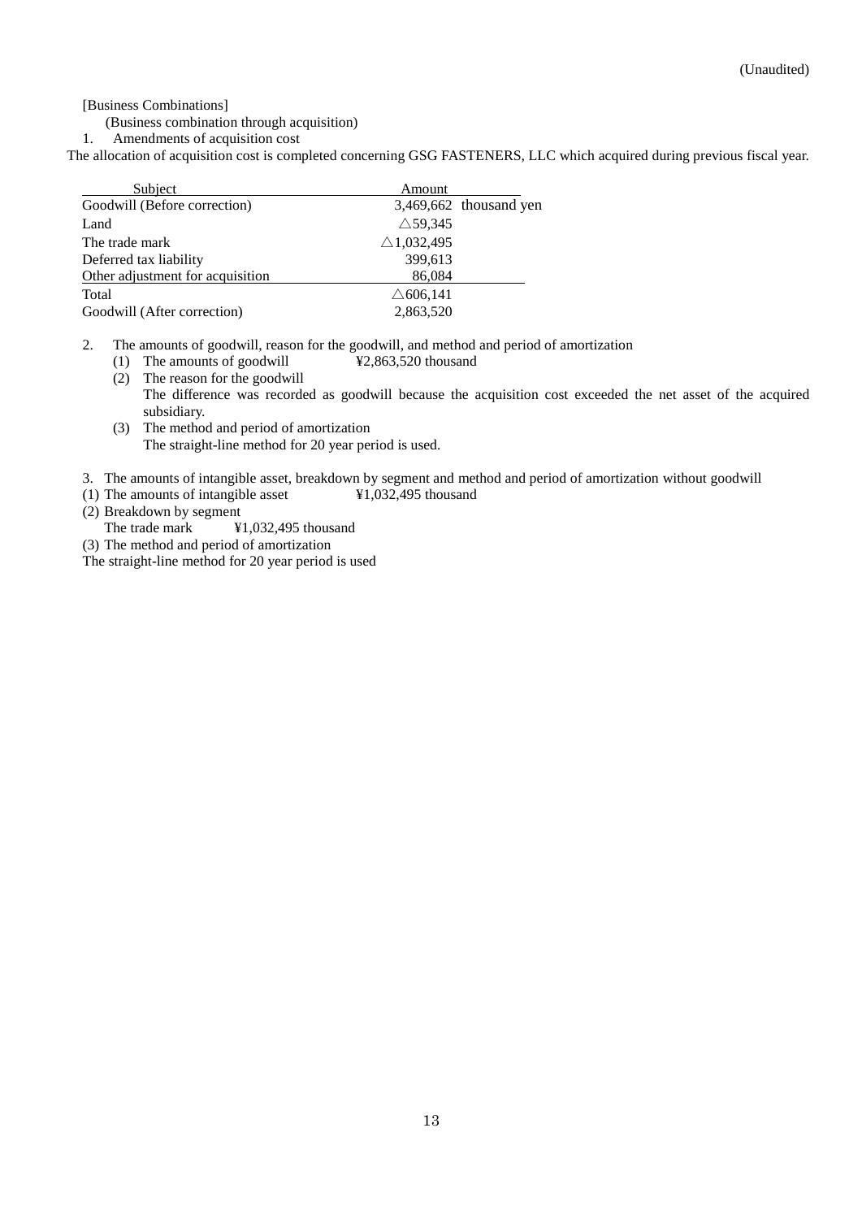(Unaudited)

[Business Combinations]

(Business combination through acquisition)

1. Amendments of acquisition cost

The allocation of acquisition cost is completed concerning GSG FASTENERS, LLC which acquired during previous fiscal year.

| Subject | Amount | |
|---|---|---|
| Goodwill (Before correction) | 3,469,662 | thousand yen |
| Land | △59,345 | |
| The trade mark | △1,032,495 | |
| Deferred tax liability | 399,613 | |
| Other adjustment for acquisition | 86,084 | |
| Total | △606,141 | |
| Goodwill (After correction) | 2,863,520 | |

2. The amounts of goodwill, reason for the goodwill, and method and period of amortization
   (1) The amounts of goodwill ¥2,863,520 thousand
   (2) The reason for the goodwill
   The difference was recorded as goodwill because the acquisition cost exceeded the net asset of the acquired subsidiary.
   (3) The method and period of amortization
   The straight-line method for 20 year period is used.

3. The amounts of intangible asset, breakdown by segment and method and period of amortization without goodwill

(1) The amounts of intangible asset ¥1,032,495 thousand

(2) Breakdown by segment

The trade mark ¥1,032,495 thousand

(3) The method and period of amortization

The straight-line method for 20 year period is used